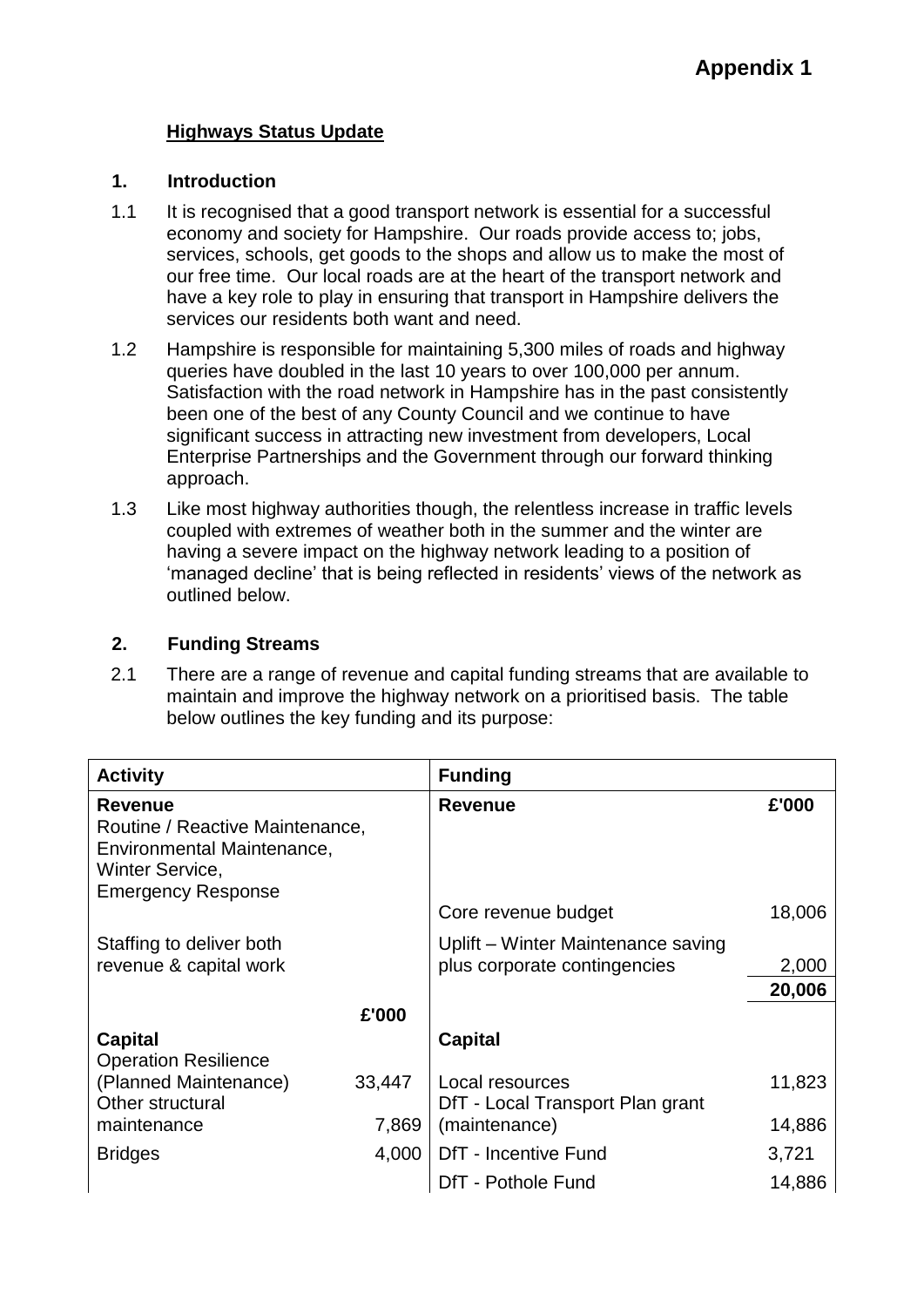**Appendix 1**

## Highways Status Update

### 1. Introduction

1.1 It is recognised that a good transport network is essential for a successful economy and society for Hampshire. Our roads provide access to; jobs, services, schools, get goods to the shops and allow us to make the most of our free time. Our local roads are at the heart of the transport network and have a key role to play in ensuring that transport in Hampshire delivers the services our residents both want and need.

1.2 Hampshire is responsible for maintaining 5,300 miles of roads and highway queries have doubled in the last 10 years to over 100,000 per annum. Satisfaction with the road network in Hampshire has in the past consistently been one of the best of any County Council and we continue to have significant success in attracting new investment from developers, Local Enterprise Partnerships and the Government through our forward thinking approach.

1.3 Like most highway authorities though, the relentless increase in traffic levels coupled with extremes of weather both in the summer and the winter are having a severe impact on the highway network leading to a position of 'managed decline' that is being reflected in residents' views of the network as outlined below.

### 2. Funding Streams

2.1 There are a range of revenue and capital funding streams that are available to maintain and improve the highway network on a prioritised basis. The table below outlines the key funding and its purpose:

| Activity | | Funding | |
|---|---|---|---|
| **Revenue**<br>Routine / Reactive Maintenance,<br>Environmental Maintenance,<br>Winter Service,<br>Emergency Response | | **Revenue** | **£'000** |
| | | Core revenue budget | 18,006 |
| Staffing to deliver both revenue & capital work | | Uplift – Winter Maintenance saving plus corporate contingencies | 2,000 |
| | | | **20,006** |
| | **£'000** | | |
| **Capital** | | **Capital** | |
| Operation Resilience (Planned Maintenance) | 33,447 | Local resources | 11,823 |
| Other structural maintenance | 7,869 | DfT - Local Transport Plan grant (maintenance) | 14,886 |
| Bridges | 4,000 | DfT - Incentive Fund | 3,721 |
| | | DfT - Pothole Fund | 14,886 |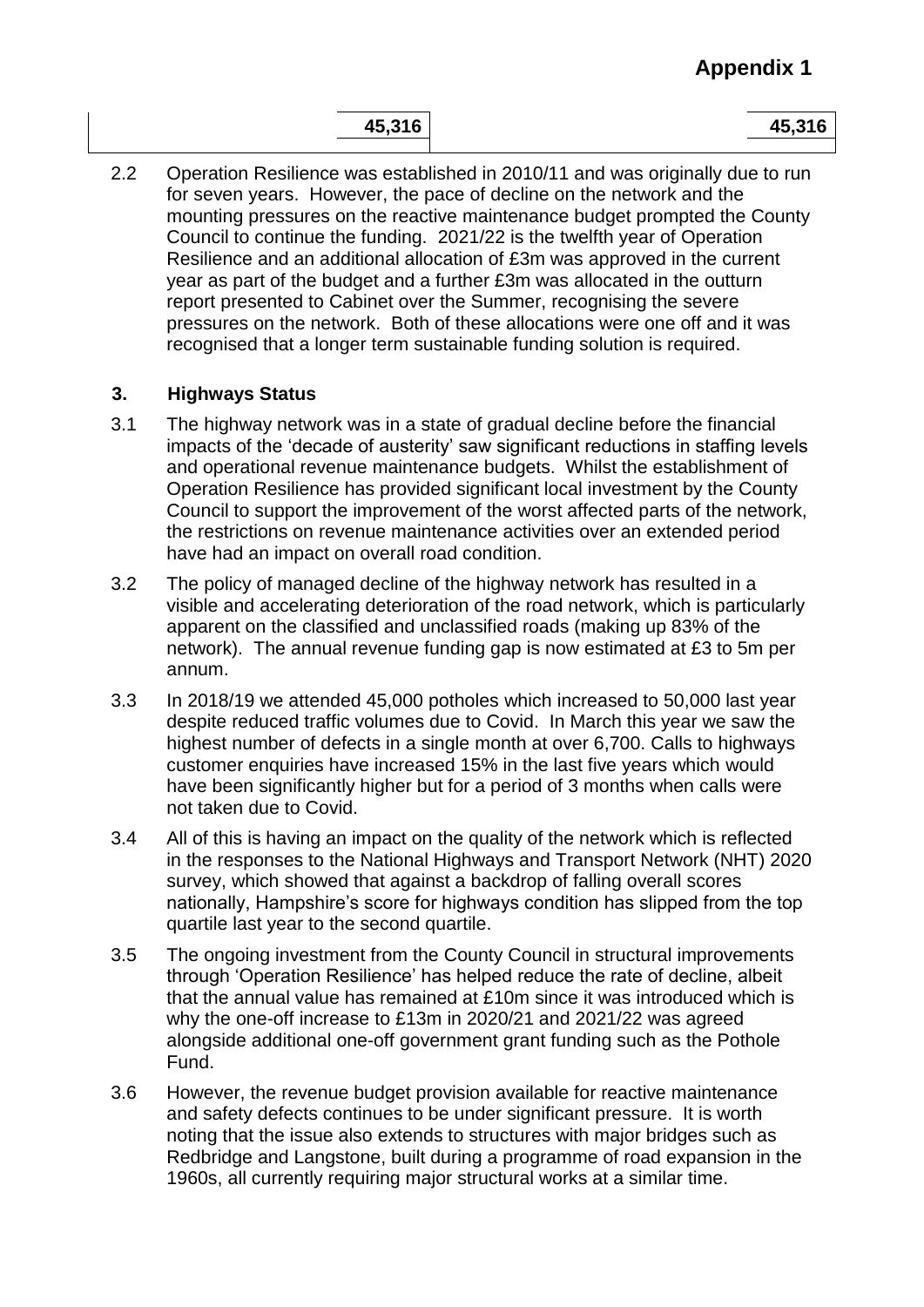**Appendix 1**

| | 45,316 | | 45,316 |
|---|---|---|---|

2.2 Operation Resilience was established in 2010/11 and was originally due to run for seven years. However, the pace of decline on the network and the mounting pressures on the reactive maintenance budget prompted the County Council to continue the funding. 2021/22 is the twelfth year of Operation Resilience and an additional allocation of £3m was approved in the current year as part of the budget and a further £3m was allocated in the outturn report presented to Cabinet over the Summer, recognising the severe pressures on the network. Both of these allocations were one off and it was recognised that a longer term sustainable funding solution is required.

### 3. Highways Status

3.1 The highway network was in a state of gradual decline before the financial impacts of the 'decade of austerity' saw significant reductions in staffing levels and operational revenue maintenance budgets. Whilst the establishment of Operation Resilience has provided significant local investment by the County Council to support the improvement of the worst affected parts of the network, the restrictions on revenue maintenance activities over an extended period have had an impact on overall road condition.

3.2 The policy of managed decline of the highway network has resulted in a visible and accelerating deterioration of the road network, which is particularly apparent on the classified and unclassified roads (making up 83% of the network). The annual revenue funding gap is now estimated at £3 to 5m per annum.

3.3 In 2018/19 we attended 45,000 potholes which increased to 50,000 last year despite reduced traffic volumes due to Covid. In March this year we saw the highest number of defects in a single month at over 6,700. Calls to highways customer enquiries have increased 15% in the last five years which would have been significantly higher but for a period of 3 months when calls were not taken due to Covid.

3.4 All of this is having an impact on the quality of the network which is reflected in the responses to the National Highways and Transport Network (NHT) 2020 survey, which showed that against a backdrop of falling overall scores nationally, Hampshire's score for highways condition has slipped from the top quartile last year to the second quartile.

3.5 The ongoing investment from the County Council in structural improvements through 'Operation Resilience' has helped reduce the rate of decline, albeit that the annual value has remained at £10m since it was introduced which is why the one-off increase to £13m in 2020/21 and 2021/22 was agreed alongside additional one-off government grant funding such as the Pothole Fund.

3.6 However, the revenue budget provision available for reactive maintenance and safety defects continues to be under significant pressure. It is worth noting that the issue also extends to structures with major bridges such as Redbridge and Langstone, built during a programme of road expansion in the 1960s, all currently requiring major structural works at a similar time.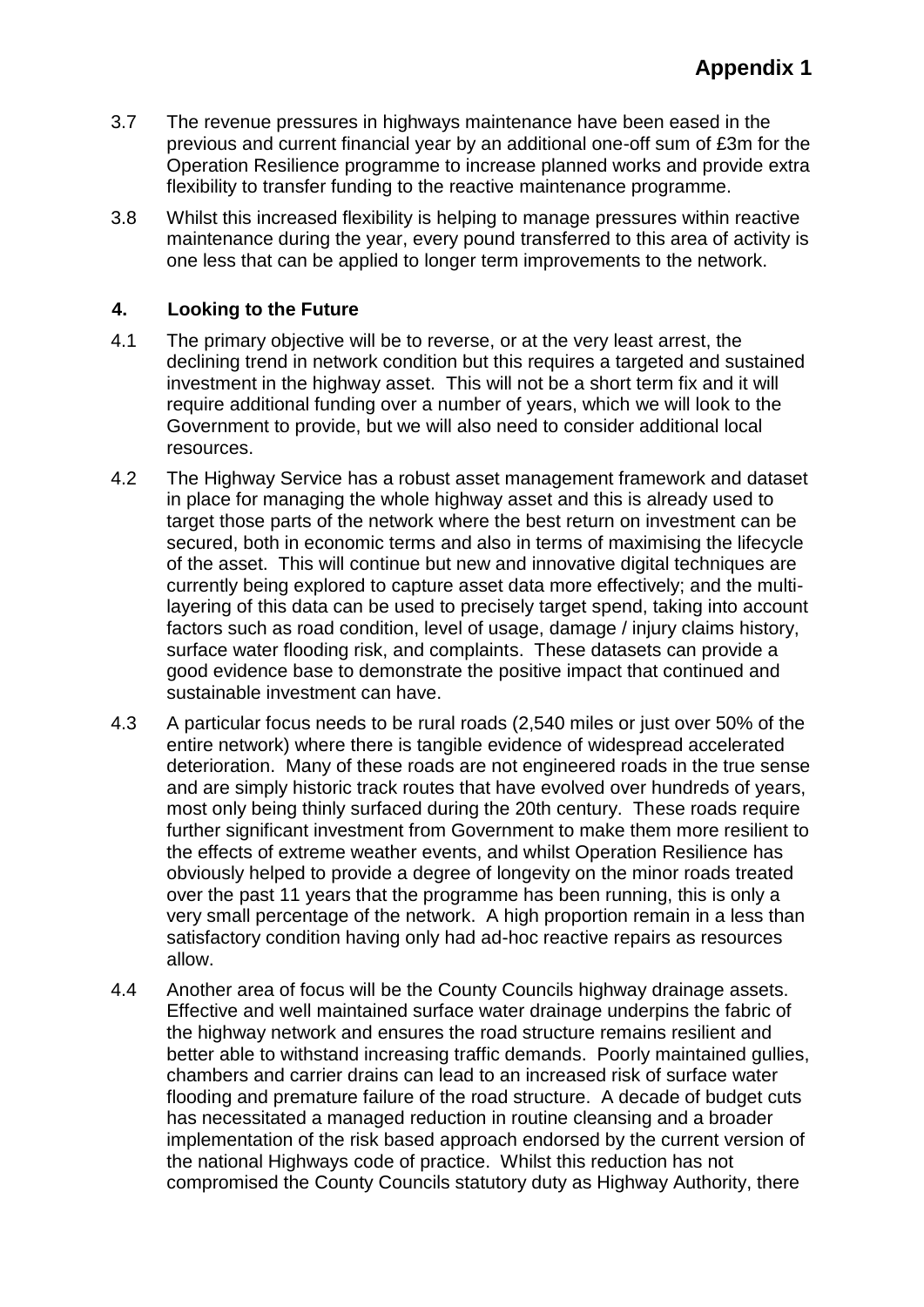3.7 The revenue pressures in highways maintenance have been eased in the previous and current financial year by an additional one-off sum of £3m for the Operation Resilience programme to increase planned works and provide extra flexibility to transfer funding to the reactive maintenance programme.

3.8 Whilst this increased flexibility is helping to manage pressures within reactive maintenance during the year, every pound transferred to this area of activity is one less that can be applied to longer term improvements to the network.

## 4. Looking to the Future

4.1 The primary objective will be to reverse, or at the very least arrest, the declining trend in network condition but this requires a targeted and sustained investment in the highway asset. This will not be a short term fix and it will require additional funding over a number of years, which we will look to the Government to provide, but we will also need to consider additional local resources.

4.2 The Highway Service has a robust asset management framework and dataset in place for managing the whole highway asset and this is already used to target those parts of the network where the best return on investment can be secured, both in economic terms and also in terms of maximising the lifecycle of the asset. This will continue but new and innovative digital techniques are currently being explored to capture asset data more effectively; and the multi-layering of this data can be used to precisely target spend, taking into account factors such as road condition, level of usage, damage / injury claims history, surface water flooding risk, and complaints. These datasets can provide a good evidence base to demonstrate the positive impact that continued and sustainable investment can have.

4.3 A particular focus needs to be rural roads (2,540 miles or just over 50% of the entire network) where there is tangible evidence of widespread accelerated deterioration. Many of these roads are not engineered roads in the true sense and are simply historic track routes that have evolved over hundreds of years, most only being thinly surfaced during the 20th century. These roads require further significant investment from Government to make them more resilient to the effects of extreme weather events, and whilst Operation Resilience has obviously helped to provide a degree of longevity on the minor roads treated over the past 11 years that the programme has been running, this is only a very small percentage of the network. A high proportion remain in a less than satisfactory condition having only had ad-hoc reactive repairs as resources allow.

4.4 Another area of focus will be the County Councils highway drainage assets. Effective and well maintained surface water drainage underpins the fabric of the highway network and ensures the road structure remains resilient and better able to withstand increasing traffic demands. Poorly maintained gullies, chambers and carrier drains can lead to an increased risk of surface water flooding and premature failure of the road structure. A decade of budget cuts has necessitated a managed reduction in routine cleansing and a broader implementation of the risk based approach endorsed by the current version of the national Highways code of practice. Whilst this reduction has not compromised the County Councils statutory duty as Highway Authority, there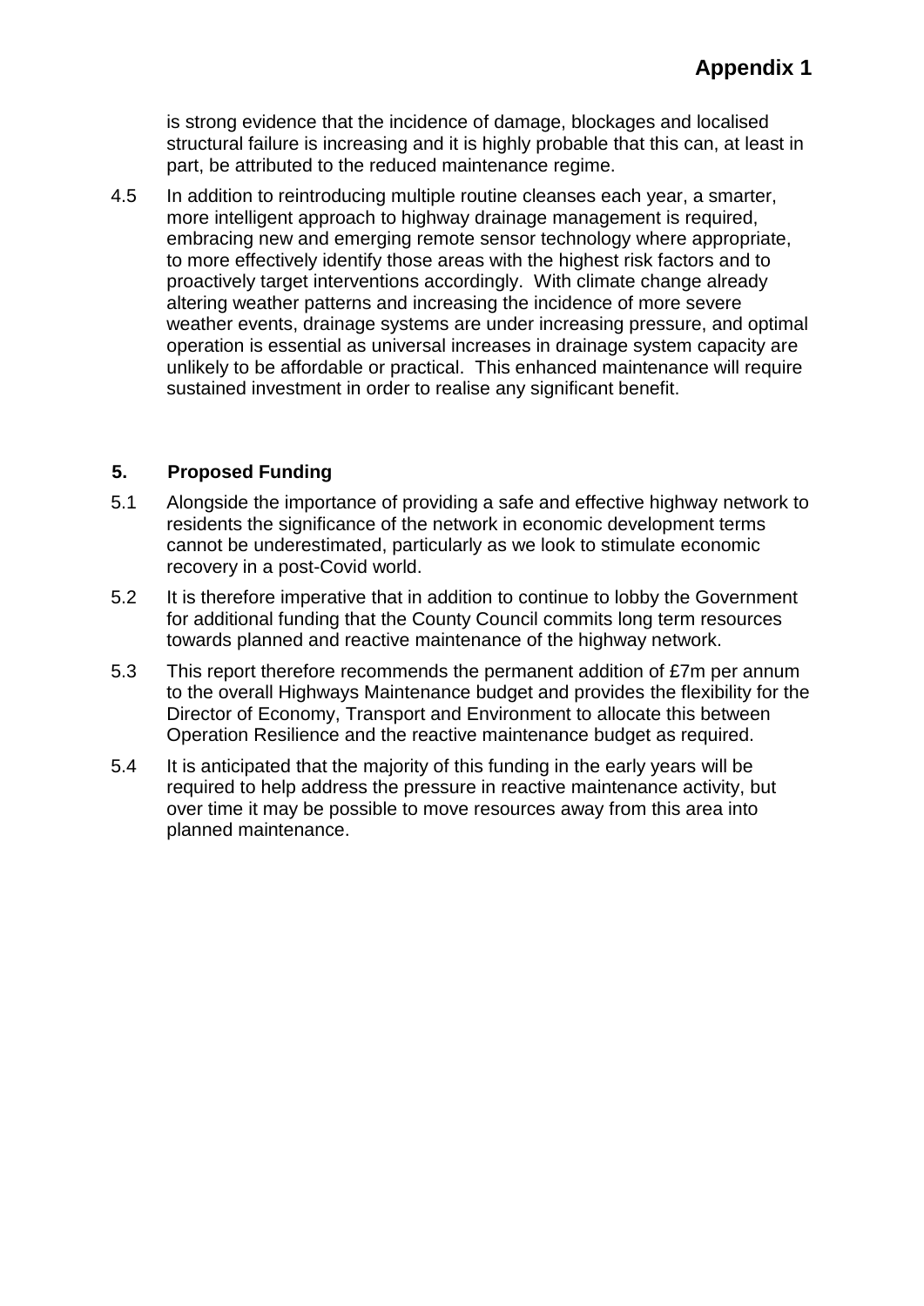is strong evidence that the incidence of damage, blockages and localised structural failure is increasing and it is highly probable that this can, at least in part, be attributed to the reduced maintenance regime.

4.5 In addition to reintroducing multiple routine cleanses each year, a smarter, more intelligent approach to highway drainage management is required, embracing new and emerging remote sensor technology where appropriate, to more effectively identify those areas with the highest risk factors and to proactively target interventions accordingly. With climate change already altering weather patterns and increasing the incidence of more severe weather events, drainage systems are under increasing pressure, and optimal operation is essential as universal increases in drainage system capacity are unlikely to be affordable or practical. This enhanced maintenance will require sustained investment in order to realise any significant benefit.

## 5. Proposed Funding

5.1 Alongside the importance of providing a safe and effective highway network to residents the significance of the network in economic development terms cannot be underestimated, particularly as we look to stimulate economic recovery in a post-Covid world.

5.2 It is therefore imperative that in addition to continue to lobby the Government for additional funding that the County Council commits long term resources towards planned and reactive maintenance of the highway network.

5.3 This report therefore recommends the permanent addition of £7m per annum to the overall Highways Maintenance budget and provides the flexibility for the Director of Economy, Transport and Environment to allocate this between Operation Resilience and the reactive maintenance budget as required.

5.4 It is anticipated that the majority of this funding in the early years will be required to help address the pressure in reactive maintenance activity, but over time it may be possible to move resources away from this area into planned maintenance.